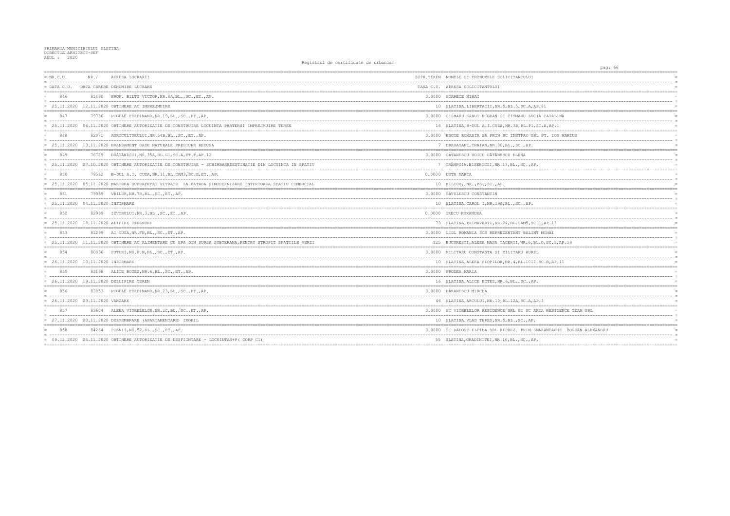PRIMARIA MUNICIPIULUI SLATINA
DIRECTIA ARHITECT-SEF
ANUL : 2020

Registrul de certificate de urbanism

| NR.C.U. | NR./ | ADRESA LUCRARII | SUPR.TEREN | NUMELE SI PRENUMELE SOLICITANTULUI |
|---|---|---|---|---|
| DATA C.U. | DATA CERERE | DENUMIRE LUCRARE | TAXA C.U. | ADRESA SOLICITANTULUI |
| 846 | 81490 | PROF. BILTZ VICTOR,NR.8A,BL.,SC.,ET.,AP. | 0.0000 | SOARECE MIHAI |
| 25.11.2020 | 12.11.2020 | OBTINERE AC IMPREJMUIRE | 10 | SLATINA,LIBERTATII,NR.5,BL.5,SC.A,AP.81 |
| 847 | 79736 | REGELE FERDINAND,NR.19,BL.,SC.,ET.,AP. | 0.0000 | CISMARU DANUT BOGDAN SI CISMARU LUCIA CATALINA |
| 25.11.2020 | 06.11.2020 | OBTINERE AUTORIZATIE DE CONSTRUIRE LOCUINTA PARTERSI IMPREJMUIRE TEREN | 16 | SLATINA,B-DUL A.I.CUZA,NR.3B,BL.P1,SC.A,AP.1 |
| 848 | 82071 | AGRICULTORULUI,NR.54B,BL.,SC.,ET.,AP. | 0.0000 | ENGIE ROMANIA SA PRIN SC INSTPRO SRL PT. ION MARIUS |
| 25.11.2020 | 13.11.2020 | BRANSAMENT GAZE NATURALE PRESIUNE REDUSA | 7 | DRAGASANI,TRAIAN,NR.30,BL.,SC.,AP. |
| 849 | 76789 | DRĂGĂNESTI,NR.35A,BL.G1,SC.A,ET.P,AP.12 | 0.0000 | CATANESCU VOICU CĂTĂNESCU ELENA |
| 25.11.2020 | 27.10.2020 | OBTINERE AUTORIZATIE DE CONSTRUIRE - SCHIMBAREDESTINATIE DIN LOCUINTA IN SPATIU | 7 | CRÂMPOIA,BISERICII,NR.17,BL.,SC.,AP. |
| 850 | 79562 | B-DUL A.I. CUZA,NR.11,BL.CAM3,SC.E,ET.,AP. | 0.0000 | DUTA MARIA |
| 25.11.2020 | 05.11.2020 | MARIREA SUPRAFETEI VITRATE LA FATADA SIMODERNIZARE INTERIOARA SPATIU COMERCIAL | 10 | MILCOV,,NR.,BL.,SC.,AP. |
| 851 | 79059 | VAILOR,NR.7B,BL.,SC.,ET.,AP. | 0.0000 | SAVULESCU CONSTANTIN |
| 25.11.2020 | 04.11.2020 | INFORMARE | 10 | SLATINA,CAROL I,NR.19A,BL.,SC.,AP. |
| 852 | 82999 | IZVORULUI,NR.3,BL.,SC.,ET.,AP. | 0.0000 | GRECU RUXANDRA |
| 25.11.2020 | 18.11.2020 | ALIPIRE TERENURI | 73 | SLATINA,PRIMAVERII,NR.24,BL.CAM5,SC.1,AP.13 |
| 853 | 81299 | AI CUZA,NR.FN,BL.,SC.,ET.,AP. | 0.0000 | LIDL ROMANIA SCS REPREZENTANT BALINT MIHAI |
| 25.11.2020 | 11.11.2020 | OBTINERE AC ALIMENTARE CU APA DIN SURSA SUBTERANA,PENTRU STROPIT SPATIILE VERZI | 125 | BUCURESTI,ALEEA MASA TACERII,NR.6,BL.O,SC.1,AP.19 |
| 854 | 80896 | PUTURI,NR.F.N,BL.,SC.,ET.,AP. | 0.0000 | MILITARU CONSTANTA SI MILITARU AUREL |
| 26.11.2020 | 10.11.2020 | INFORMARE | 10 | SLATINA,ALEEA PLOPILOR,NR.4,BL.1C12,SC.B,AP.11 |
| 855 | 83198 | ALICE BOTEZ,NR.6,BL.,SC.,ET.,AP. | 0.0000 | PRODEA MARIA |
| 26.11.2020 | 19.11.2020 | DEZLIPIRE TEREN | 16 | SLATINA,ALICE BOTEZ,NR.6,BL.,SC.,AP. |
| 856 | 83853 | REGELE FERDINAND,NR.23,BL.,SC.,ET.,AP. | 0.0000 | BARANESCU MIRCEA |
| 26.11.2020 | 23.11.2020 | VANZARE | 46 | SLATINA,ARCULUI,NR.10,BL.12A,SC.A,AP.3 |
| 857 | 83604 | ALEEA VIORELELOR,NR.2C,BL.,SC.,ET.,AP. | 0.0000 | SC VIORELELOR RESIDENCE SRL SI SC ARIA RESIDENCE TEAM SRL |
| 27.11.2020 | 20.11.2020 | DEZMEMBRARE (APARTAMENTARE) IMOBIL | 10 | SLATINA,VLAD TEPES,NR.5,BL.,SC.,AP. |
| 858 | 84264 | POENII,NR.52,BL.,SC.,ET.,AP. | 0.0000 | SC RADOST ELPIDA SRL REPREZ. PRIN SMARANDACHE BOGDAN ALEXANDRU |
| 09.12.2020 | 24.11.2020 | OBTINERE AUTORIZATIE DE DESFIINTARE - LOCUINTAS+P( CORP C1) | 55 | SLATINA,GRADINITEI,NR.16,BL.,SC.,AP. |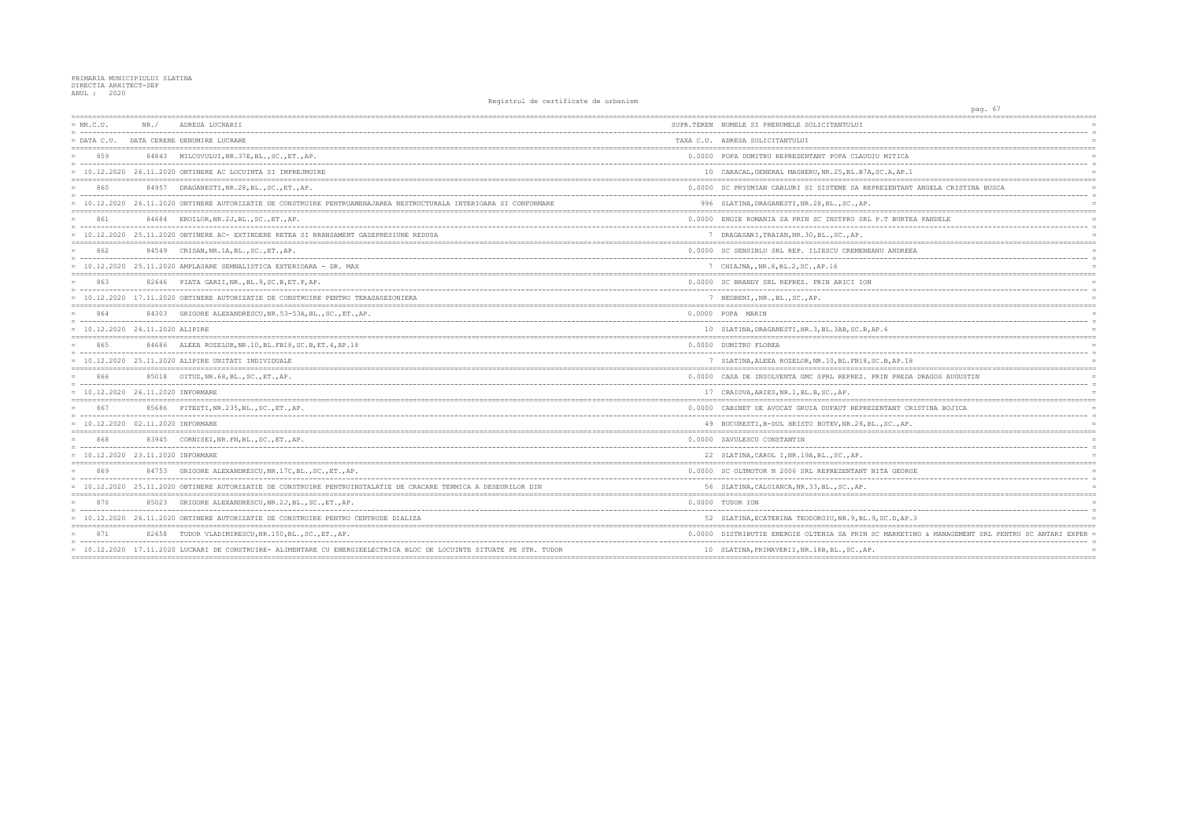PRIMARIA MUNICIPIULUI SLATINA
DIRECTIA ARHITECT-SEF
ANUL : 2020

Registrul de certificate de urbanism

| NR.C.U. / DATA C.U. | NR./ DATA CERERE | ADRESA LUCRARII / DENUMIRE LUCRARE | SUPR.TEREN / TAXA C.U. | NUMELE SI PRENUMELE SOLICITANTULUI / ADRESA SOLICITANTULUI |
|---|---|---|---|---|
| 859 | 84843 | MILCOVULUI,NR.37E,BL.,SC.,ET.,AP. | 0.0000 | POPA DUMITRU REPREZENTANT POPA CLAUDIU MITICA |
| 10.12.2020 | 26.11.2020 | OBTINERE AC LOCUINTA SI IMPREJMUIRE | 10 | CARACAL,GENERAL MAGHERU,NR.25,BL.B7A,SC.A,AP.1 |
| 860 | 84957 | DRAGANESTI,NR.28,BL.,SC.,ET.,AP. | 0.0000 | SC PRYSMIAN CABLURI SI SISTEME SA REPREZENTANT ANGELA CRISTINA BUSCA |
| 10.12.2020 | 26.11.2020 | OBTINERE AUTORIZATIE DE CONSTRUIRE PENTRUAMENAJAREA NESTRUCTURALA INTERIOARA SI CONFORMARE | 996 | SLATINA,DRAGANESTI,NR.28,BL.,SC.,AP. |
| 861 | 84684 | EROILOR,NR.2J,BL.,SC.,ET.,AP. | 0.0000 | ENGIE ROMANIA SA PRIN SC INSTPRO SRL P.T BURTEA PANDELE |
| 10.12.2020 | 25.11.2020 | OBTINERE AC- EXTINDERE RETEA SI BRANSAMENT GAZEPRESIUNE REDUSA | 7 | DRAGASANI,TRAIAN,NR.30,BL.,SC.,AP. |
| 862 | 84549 | CRISAN,NR.1A,BL.,SC.,ET.,AP. | 0.0000 | SC SENSIBLU SRL REP. ILIESCU CREMENEANU ANDREEA |
| 10.12.2020 | 25.11.2020 | AMPLASARE SEMNALISTICA EXTERIOARA - DR. MAX | 7 | CHIAJNA,,NR.8,BL.2,SC.,AP.16 |
| 863 | 82646 | PIATA GARII,NR.,BL.9,SC.B,ET.P,AP. | 0.0000 | SC BRANDY SRL REPREZ. PRIN ARICI ION |
| 10.12.2020 | 17.11.2020 | OBTINERE AUTORIZATIE DE CONSTRUIRE PENTRU TERASASEZONIERA | 7 | NEGRENI,,NR.,BL.,SC.,AP. |
| 864 | 84303 | GRIGORE ALEXANDRESCU,NR.53-53A,BL.,SC.,ET.,AP. | 0.0000 | POPA MARIN |
| 10.12.2020 | 24.11.2020 | ALIPIRE | 10 | SLATINA,DRAGANESTI,NR.3,BL.3AB,SC.B,AP.6 |
| 865 | 84686 | ALEEA ROZELOR,NR.10,BL.FB18,SC.B,ET.4,AP.18 | 0.0000 | DUMITRU FLOREA |
| 10.12.2020 | 25.11.2020 | ALIPIRE UNITATI INDIVIDUALE | 7 | SLATINA,ALEEA ROZELOR,NR.10,BL.FB18,SC.B,AP.18 |
| 866 | 85018 | OITUZ,NR.68,BL.,SC.,ET.,AP. | 0.0000 | CASA DE INSOLVENTA GMC SPRL REPREZ. PRIN PREDA DRAGOS AUGUSTIN |
| 10.12.2020 | 26.11.2020 | INFORMARE | 17 | CRAIOVA,ARIES,NR.1,BL.B,SC.,AP. |
| 867 | 85686 | PITESTI,NR.235,BL.,SC.,ET.,AP. | 0.0000 | CABINET DE AVOCAT GRUIA DUFAUT REPREZENTANT CRISTINA BOJICA |
| 10.12.2020 | 02.11.2020 | INFORMARE | 49 | BUCURESTI,B-DUL HRISTO BOTEV,NR.28,BL.,SC.,AP. |
| 868 | 83945 | CORNISEI,NR.FN,BL.,SC.,ET.,AP. | 0.0000 | SAVULESCU CONSTANTIN |
| 10.12.2020 | 23.11.2020 | INFORMARE | 22 | SLATINA,CAROL I,NR.19A,BL.,SC.,AP. |
| 869 | 84753 | GRIGORE ALEXANDRESCU,NR.17C,BL.,SC.,ET.,AP. | 0.0000 | SC OLTMOTOR N 2006 SRL REPREZENTANT NITA GEORGE |
| 10.12.2020 | 25.11.2020 | OBTINERE AUTORIZATIE DE CONSTRUIRE PENTRUINSTALATIE DE CRACARE TERMICA A DESEURILOR DIN | 56 | SLATINA,CALOIANCA,NR.33,BL.,SC.,AP. |
| 870 | 85023 | GRIGORE ALEXANDRESCU,NR.2J,BL.,SC.,ET.,AP. | 0.0000 | TUDOR ION |
| 10.12.2020 | 26.11.2020 | OBTINERE AUTORIZATIE DE CONSTRUIRE PENTRU CENTRUDE DIALIZA | 52 | SLATINA,ECATERINA TEODOROIU,NR.9,BL.9,SC.D,AP.3 |
| 871 | 82658 | TUDOR VLADIMIRESCU,NR.150,BL.,SC.,ET.,AP. | 0.0000 | DISTRIBUTIE ENERGIE OLTENIA SA PRIN SC MARKETING & MANAGEMENT SRL PENTRU SC ANTARI EXPER |
| 10.12.2020 | 17.11.2020 | LUCRARI DE CONSTRUIRE- ALIMENTARE CU ENERGIEELECTRICA BLOC DE LOCUINTE SITUATE PE STR. TUDOR | 10 | SLATINA,PRIMAVERII,NR.18B,BL.,SC.,AP. |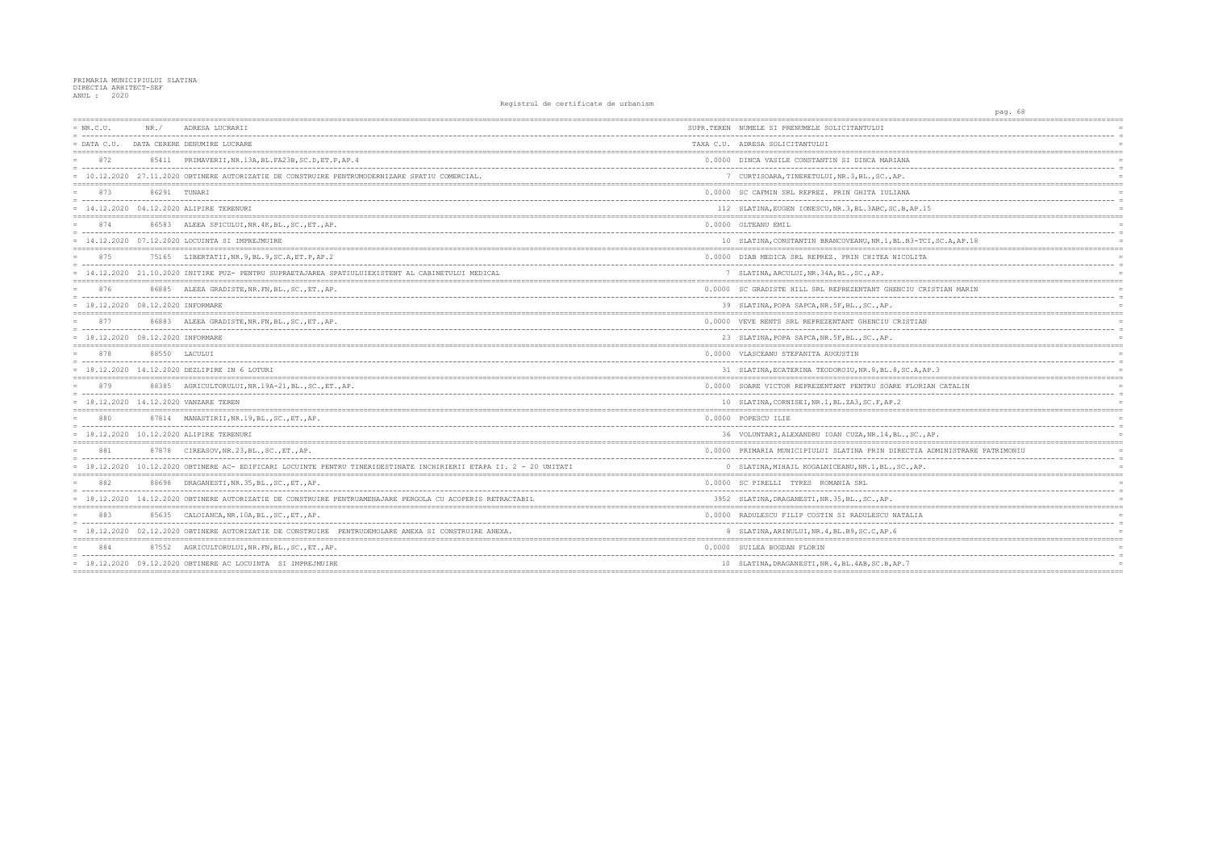PRIMARIA MUNICIPIULUI SLATINA
DIRECTIA ARHITECT-SEF
ANUL : 2020

Registrul de certificate de urbanism

| NR.C.U. | NR./ | ADRESA LUCRARII | SUPR.TEREN | NUMELE SI PRENUMELE SOLICITANTULUI |
|---|---|---|---|---|
| DATA C.U. | DATA CERERE | DENUMIRE LUCRARE | TAXA C.U. | ADRESA SOLICITANTULUI |
| 872 | 85411 | PRIMAVERII,NR.13A,BL.FA23B,SC.D,ET.P,AP.4 | 0.0000 | DINCA VASILE CONSTANTIN SI DINCA MARIANA |
| 10.12.2020 | 27.11.2020 | OBTINERE AUTORIZATIE DE CONSTRUIRE PENTRUMODERNIZARE SPATIU COMERCIAL. | 7 | CURTISOARA,TINERETULUI,NR.3,BL.,SC.,AP. |
| 873 | 86291 | TUNARI | 0.0000 | SC CAFMIN SRL REPREZ. PRIN GHITA IULIANA |
| 14.12.2020 | 04.12.2020 | ALIPIRE TERENURI | 112 | SLATINA,EUGEN IONESCU,NR.3,BL.3ABC,SC.B,AP.15 |
| 874 | 86583 | ALEEA SPICULUI,NR.4K,BL.,SC.,ET.,AP. | 0.0000 | OLTEANU EMIL |
| 14.12.2020 | 07.12.2020 | LOCUINTA SI IMPREJMUIRE | 10 | SLATINA,CONSTANTIN BRANCOVEANU,NR.1,BL.B3-TCI,SC.A,AP.18 |
| 875 | 75165 | LIBERTATII,NR.9,BL.9,SC.A,ET.P,AP.2 | 0.0000 | DIAB MEDICA SRL REPREZ. PRIN CHITEA NICOLITA |
| 14.12.2020 | 21.10.2020 | INITIRE PUZ- PENTRU SUPRAETAJAREA SPATIULUIEXISTENT AL CABINETULUI MEDICAL | 7 | SLATINA,ARCULUI,NR.34A,BL.,SC.,AP. |
| 876 | 86885 | ALEEA GRADISTE,NR.FN,BL.,SC.,ET.,AP. | 0.0000 | SC GRADISTE HILL SRL REPREZENTANT GHENCIU CRISTIAN MARIN |
| 18.12.2020 | 08.12.2020 | INFORMARE | 39 | SLATINA,POPA SAPCA,NR.5F,BL.,SC.,AP. |
| 877 | 86883 | ALEEA GRADISTE,NR.FN,BL.,SC.,ET.,AP. | 0.0000 | VEVE RENTS SRL REPREZENTANT GHENCIU CRISTIAN |
| 18.12.2020 | 08.12.2020 | INFORMARE | 23 | SLATINA,POPA SAPCA,NR.5F,BL.,SC.,AP. |
| 878 | 88550 | LACULUI | 0.0000 | VLASCEANU STEFANITA AUGUSTIN |
| 18.12.2020 | 14.12.2020 | DEZLIPIRE IN 6 LOTURI | 31 | SLATINA,ECATERINA TEODOROIU,NR.8,BL.8,SC.A,AP.3 |
| 879 | 88385 | AGRICULTORULUI,NR.19A-21,BL.,SC.,ET.,AP. | 0.0000 | SOARE VICTOR REPREZENTANT PENTRU SOARE FLORIAN CATALIN |
| 18.12.2020 | 14.12.2020 | VANZARE TEREN | 10 | SLATINA,CORNISEI,NR.1,BL.ZA3,SC.F,AP.2 |
| 880 | 87814 | MANASTIRII,NR.19,BL.,SC.,ET.,AP. | 0.0000 | POPESCU ILIE |
| 18.12.2020 | 10.12.2020 | ALIPIRE TERENURI | 36 | VOLUNTARI,ALEXANDRU IOAN CUZA,NR.14,BL.,SC.,AP. |
| 881 | 87878 | CIREASOV,NR.23,BL.,SC.,ET.,AP. | 0.0000 | PRIMARIA MUNICIPIULUI SLATINA PRIN DIRECTIA ADMINISTRARE PATRIMONIU |
| 18.12.2020 | 10.12.2020 | OBTINERE AC- EDIFICARI LOCUINTE PENTRU TINERIDESTINATE INCHIRIERII ETAPA II. 2 - 20 UNITATI | 0 | SLATINA,MIHAIL KOGALNICEANU,NR.1,BL.,SC.,AP. |
| 882 | 88698 | DRAGANESTI,NR.35,BL.,SC.,ET.,AP. | 0.0000 | SC PIRELLI TYRES ROMANIA SRL |
| 18.12.2020 | 14.12.2020 | OBTINERE AUTORIZATIE DE CONSTRUIRE PENTRUAMENAJARE PERGOLA CU ACOPERIS RETRACTABIL | 3952 | SLATINA,DRAGANESTI,NR.35,BL.,SC.,AP. |
| 883 | 85635 | CALOIANCA,NR.10A,BL.,SC.,ET.,AP. | 0.0000 | RADULESCU FILIP COSTIN SI RADULESCU NATALIA |
| 18.12.2020 | 02.12.2020 | OBTINERE AUTORIZATIE DE CONSTRUIRE PENTRUDEMOLARE ANEXA SI CONSTRUIRE ANEXA. | 8 | SLATINA,ARINULUI,NR.4,BL.B9,SC.C,AP.6 |
| 884 | 87552 | AGRICULTORULUI,NR.FN,BL.,SC.,ET.,AP. | 0.0000 | SUILEA BOGDAN FLORIN |
| 18.12.2020 | 09.12.2020 | OBTINERE AC LOCUINTA SI IMPREJMUIRE | 10 | SLATINA,DRAGANESTI,NR.4,BL.4AB,SC.B,AP.7 |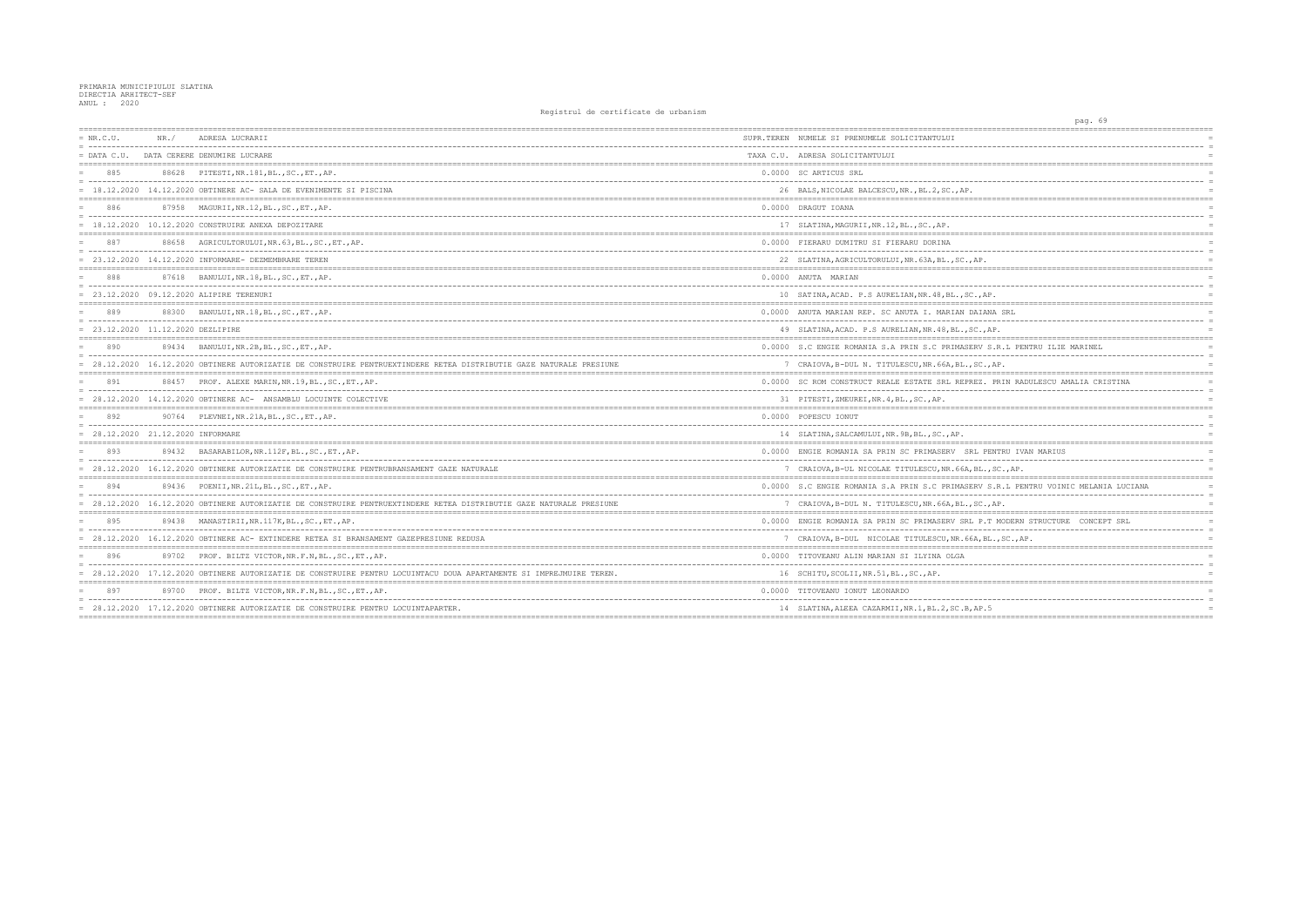PRIMARIA MUNICIPIULUI SLATINA
DIRECTIA ARHITECT-SEF
ANUL : 2020

Registrul de certificate de urbanism

| NR.C.U. / DATA C.U. | NR./ DATA CERERE | ADRESA LUCRARII / DENUMIRE LUCRARE | SUPR.TEREN / TAXA C.U. | NUMELE SI PRENUMELE SOLICITANTULUI / ADRESA SOLICITANTULUI |
|---|---|---|---|---|
| 885 | 88628 | PITESTI,NR.181,BL.,SC.,ET.,AP. | 0.0000 | SC ARTICUS SRL |
| 18.12.2020 | 14.12.2020 | OBTINERE AC- SALA DE EVENIMENTE SI PISCINA | 26 | BALS,NICOLAE BALCESCU,NR.,BL.2,SC.,AP. |
| 886 | 87958 | MAGURII,NR.12,BL.,SC.,ET.,AP. | 0.0000 | DRAGUT IOANA |
| 18.12.2020 | 10.12.2020 | CONSTRUIRE ANEXA DEPOZITARE | 17 | SLATINA,MAGURII,NR.12,BL.,SC.,AP. |
| 887 | 88658 | AGRICULTORULUI,NR.63,BL.,SC.,ET.,AP. | 0.0000 | FIERARU DUMITRU SI FIERARU DORINA |
| 23.12.2020 | 14.12.2020 | INFORMARE- DEZMEMBRARE TEREN | 22 | SLATINA,AGRICULTORULUI,NR.63A,BL.,SC.,AP. |
| 888 | 87618 | BANULUI,NR.18,BL.,SC.,ET.,AP. | 0.0000 | ANUTA MARIAN |
| 23.12.2020 | 09.12.2020 | ALIPIRE TERENURI | 10 | SATINA,ACAD. P.S AURELIAN,NR.48,BL.,SC.,AP. |
| 889 | 88300 | BANULUI,NR.18,BL.,SC.,ET.,AP. | 0.0000 | ANUTA MARIAN REP. SC ANUTA I. MARIAN DAIANA SRL |
| 23.12.2020 | 11.12.2020 | DEZLIPIRE | 49 | SLATINA,ACAD. P.S AURELIAN,NR.48,BL.,SC.,AP. |
| 890 | 89434 | BANULUI,NR.2B,BL.,SC.,ET.,AP. | 0.0000 | S.C ENGIE ROMANIA S.A PRIN S.C PRIMASERV S.R.L PENTRU ILIE MARINEL |
| 28.12.2020 | 16.12.2020 | OBTINERE AUTORIZATIE DE CONSTRUIRE PENTRUEXTINDERE RETEA DISTRIBUTIE GAZE NATURALE PRESIUNE | 7 | CRAIOVA,B-DUL N. TITULESCU,NR.66A,BL.,SC.,AP. |
| 891 | 88457 | PROF. ALEXE MARIN,NR.19,BL.,SC.,ET.,AP. | 0.0000 | SC ROM CONSTRUCT REALE ESTATE SRL REPREZ. PRIN RADULESCU AMALIA CRISTINA |
| 28.12.2020 | 14.12.2020 | OBTINERE AC- ANSAMBLU LOCUINTE COLECTIVE | 31 | PITESTI,ZMEUREI,NR.4,BL.,SC.,AP. |
| 892 | 90764 | PLEVNEI,NR.21A,BL.,SC.,ET.,AP. | 0.0000 | POPESCU IONUT |
| 28.12.2020 | 21.12.2020 | INFORMARE | 14 | SLATINA,SALCAMULUI,NR.9B,BL.,SC.,AP. |
| 893 | 89432 | BASARABILOR,NR.112F,BL.,SC.,ET.,AP. | 0.0000 | ENGIE ROMANIA SA PRIN SC PRIMASERV SRL PENTRU IVAN MARIUS |
| 28.12.2020 | 16.12.2020 | OBTINERE AUTORIZATIE DE CONSTRUIRE PENTRUBRANSAMENT GAZE NATURALE | 7 | CRAIOVA,B-UL NICOLAE TITULESCU,NR.66A,BL.,SC.,AP. |
| 894 | 89436 | POENII,NR.21L,BL.,SC.,ET.,AP. | 0.0000 | S.C ENGIE ROMANIA S.A PRIN S.C PRIMASERV S.R.L PENTRU VOINIC MELANIA LUCIANA |
| 28.12.2020 | 16.12.2020 | OBTINERE AUTORIZATIE DE CONSTRUIRE PENTRUEXTINDERE RETEA DISTRIBUTIE GAZE NATURALE PRESIUNE | 7 | CRAIOVA,B-DUL N. TITULESCU,NR.66A,BL.,SC.,AP. |
| 895 | 89438 | MANASTIRII,NR.117K,BL.,SC.,ET.,AP. | 0.0000 | ENGIE ROMANIA SA PRIN SC PRIMASERV SRL F.T MODERN STRUCTURE CONCEPT SRL |
| 28.12.2020 | 16.12.2020 | OBTINERE AC- EXTINDERE RETEA SI BRANSAMENT GAZEPRESIUNE REDUSA | 7 | CRAIOVA,B-DUL NICOLAE TITULESCU,NR.66A,BL.,SC.,AP. |
| 896 | 89702 | PROF. BILTZ VICTOR,NR.F.N,BL.,SC.,ET.,AP. | 0.0000 | TITOVEANU ALIN MARIAN SI ILYINA OLGA |
| 28.12.2020 | 17.12.2020 | OBTINERE AUTORIZATIE DE CONSTRUIRE PENTRU LOCUINTACU DOUA APARTAMENTE SI IMPREJMUIRE TEREN. | 16 | SCHITU,SCOLII,NR.51,BL.,SC.,AP. |
| 897 | 89700 | PROF. BILTZ VICTOR,NR.F.N,BL.,SC.,ET.,AP. | 0.0000 | TITOVEANU IONUT LEONARDO |
| 28.12.2020 | 17.12.2020 | OBTINERE AUTORIZATIE DE CONSTRUIRE PENTRU LOCUINTAPARTER. | 14 | SLATINA,ALEEA CAZARMII,NR.1,BL.2,SC.B,AP.5 |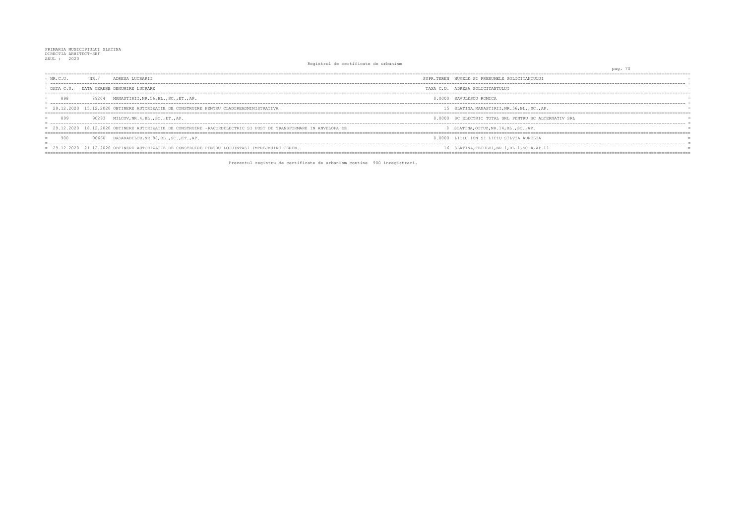PRIMARIA MUNICIPIULUI SLATINA
DIRECTIA ARHITECT-SEF
ANUL : 2020

Registrul de certificate de urbanism

| NR.C.U. / DATA C.U. | NR. / DATA CERERE | ADRESA LUCRARII / DENUMIRE LUCRARE | SUPR.TEREN / TAXA C.U. | NUMELE SI PRENUMELE SOLICITANTULUI / ADRESA SOLICITANTULUI |
|---|---|---|---|---|
| 898 | 89204 | MANASTIRII,NR.56,BL.,SC.,ET.,AP. | 0.0000 | SAVULESCU ROMICA |
| 29.12.2020 | 15.12.2020 | OBTINERE AUTORIZATIE DE CONSTRUIRE PENTRU CLADIREADMINISTRATIVA | 15 | SLATINA,MANASTIRII,NR.56,BL.,SC.,AP. |
| 899 | 90293 | MILCOV,NR.4,BL.,SC.,ET.,AP. | 0.0000 | SC ELECTRIC TOTAL SRL PENTRU SC ALTERNATIV SRL |
| 29.12.2020 | 18.12.2020 | OBTINERE AUTORIZATIE DE CONSTRUIRE -RACORDELECTRIC SI POST DE TRANSFORMARE IN ANVELOPA DE | 8 | SLATINA,OITUZ,NR.14,BL.,SC.,AP. |
| 900 | 90660 | BASARABILOR,NR.88,BL.,SC.,ET.,AP. | 0.0000 | LICIU ION SI LICIU SILVIA AURELIA |
| 29.12.2020 | 21.12.2020 | OBTINERE AUTORIZATIE DE CONSTRUIRE PENTRU LOCUINTASI IMPREJMUIRE TEREN. | 16 | SLATINA,TEIULUI,NR.1,BL.1,SC.A,AP.11 |

Prezentul registru de certificate de urbanism contine 900 inregistrari.